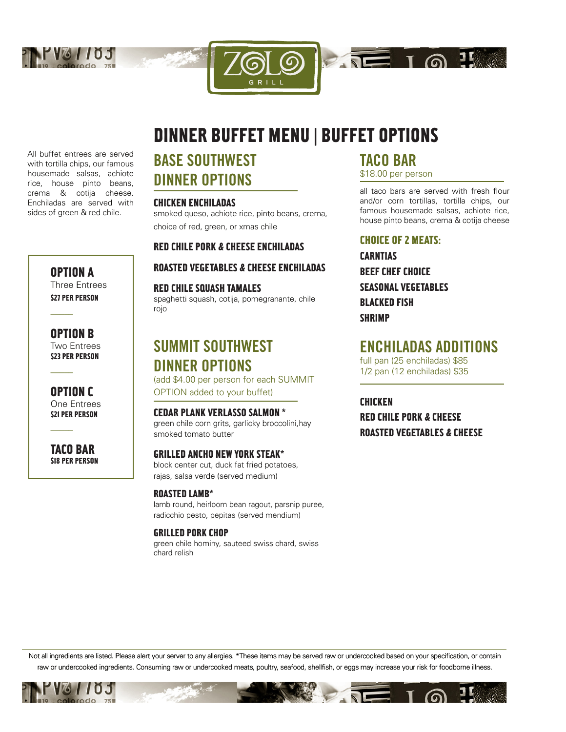ZOLO GRILL

# DINNER BUFFET MENU | BUFFET OPTIONS

All buffet entrees are served with tortilla chips, our famous housemade salsas, achiote rice, house pinto beans, crema & cotija cheese. Enchiladas are served with sides of green & red chile.

**OPTION A**
Three Entrees
**$27 PER PERSON**

**OPTION B**
Two Entrees
**$23 PER PERSON**

**OPTION C**
One Entrees
**$21 PER PERSON**

**TACO BAR**
**$18 PER PERSON**

## BASE SOUTHWEST DINNER OPTIONS

### CHICKEN ENCHILADAS
smoked queso, achiote rice, pinto beans, crema, choice of red, green, or xmas chile

### RED CHILE PORK & CHEESE ENCHILADAS

### ROASTED VEGETABLES & CHEESE ENCHILADAS

### RED CHILE SQUASH TAMALES
spaghetti squash, cotija, pomegranante, chile rojo

## SUMMIT SOUTHWEST DINNER OPTIONS
(add $4.00 per person for each SUMMIT OPTION added to your buffet)

### CEDAR PLANK VERLASSO SALMON *
green chile corn grits, garlicky broccolini,hay smoked tomato butter

### GRILLED ANCHO NEW YORK STEAK*
block center cut, duck fat fried potatoes, rajas, salsa verde (served medium)

### ROASTED LAMB*
lamb round, heirloom bean ragout, parsnip puree, radicchio pesto, pepitas (served mendium)

### GRILLED PORK CHOP
green chile hominy, sauteed swiss chard, swiss chard relish

## TACO BAR
$18.00 per person

all taco bars are served with fresh flour and/or corn tortillas, tortilla chips, our famous housemade salsas, achiote rice, house pinto beans, crema & cotija cheese

### CHOICE OF 2 MEATS:

**CARNTIAS**
**BEEF CHEF CHOICE**
**SEASONAL VEGETABLES**
**BLACKED FISH**
**SHRIMP**

## ENCHILADAS ADDITIONS
full pan (25 enchiladas) $85
1/2 pan (12 enchiladas) $35

**CHICKEN**
**RED CHILE PORK & CHEESE**
**ROASTED VEGETABLES & CHEESE**

Not all ingredients are listed. Please alert your server to any allergies. *These items may be served raw or undercooked based on your specification, or contain raw or undercooked ingredients. Consuming raw or undercooked meats, poultry, seafood, shellfish, or eggs may increase your risk for foodborne illness.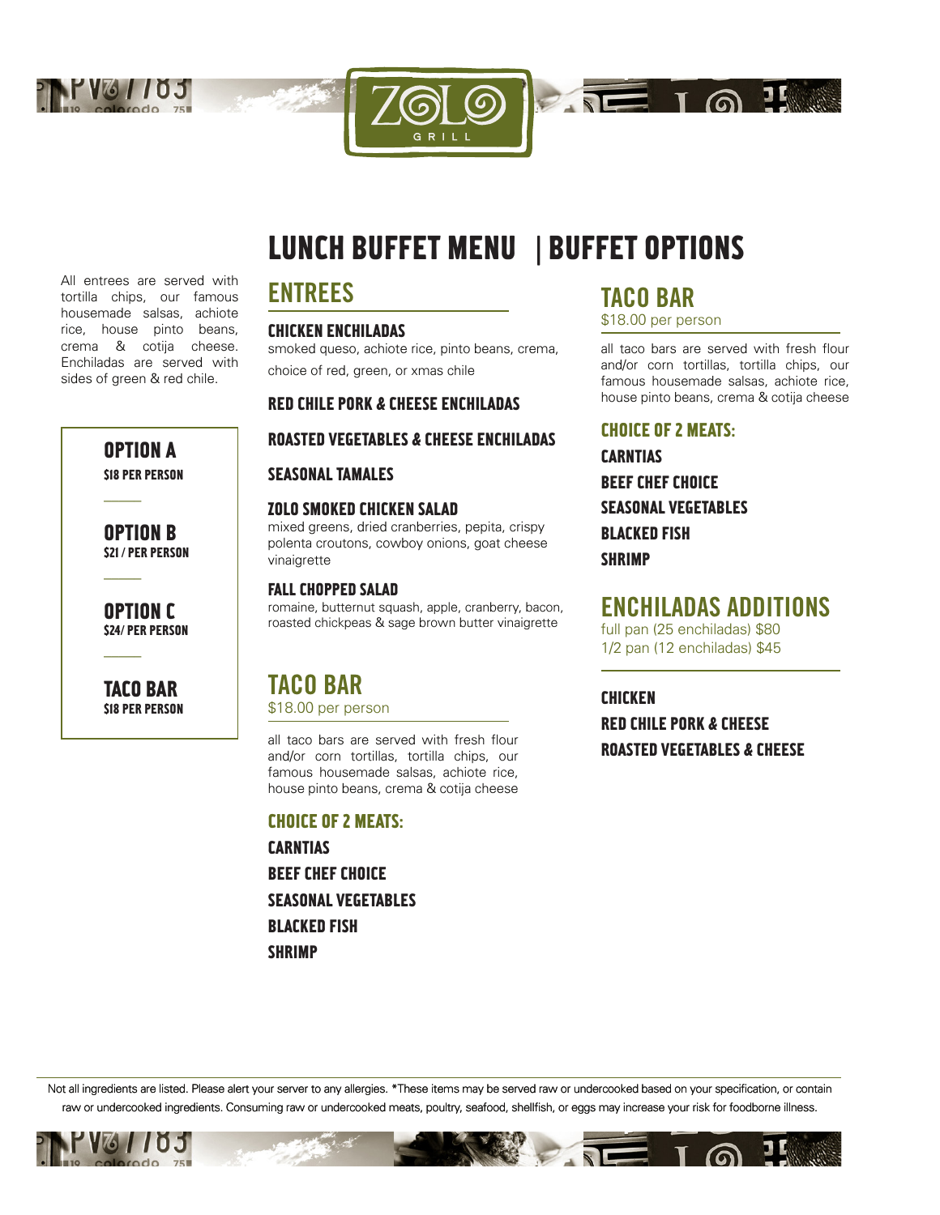# LUNCH BUFFET MENU | BUFFET OPTIONS

All entrees are served with tortilla chips, our famous housemade salsas, achiote rice, house pinto beans, crema & cotija cheese. Enchiladas are served with sides of green & red chile.

**OPTION A**
**$18 PER PERSON**

**OPTION B**
**$21 / PER PERSON**

**OPTION C**
**$24/ PER PERSON**

**TACO BAR**
**$18 PER PERSON**

## ENTREES

### CHICKEN ENCHILADAS
smoked queso, achiote rice, pinto beans, crema, choice of red, green, or xmas chile

### RED CHILE PORK & CHEESE ENCHILADAS

### ROASTED VEGETABLES & CHEESE ENCHILADAS

### SEASONAL TAMALES

### ZOLO SMOKED CHICKEN SALAD
mixed greens, dried cranberries, pepita, crispy polenta croutons, cowboy onions, goat cheese vinaigrette

### FALL CHOPPED SALAD
romaine, butternut squash, apple, cranberry, bacon, roasted chickpeas & sage brown butter vinaigrette

## TACO BAR
$18.00 per person

all taco bars are served with fresh flour and/or corn tortillas, tortilla chips, our famous housemade salsas, achiote rice, house pinto beans, crema & cotija cheese

### CHOICE OF 2 MEATS:

**CARNTIAS**
**BEEF CHEF CHOICE**
**SEASONAL VEGETABLES**
**BLACKED FISH**
**SHRIMP**

## TACO BAR
$18.00 per person

all taco bars are served with fresh flour and/or corn tortillas, tortilla chips, our famous housemade salsas, achiote rice, house pinto beans, crema & cotija cheese

### CHOICE OF 2 MEATS:

**CARNTIAS**
**BEEF CHEF CHOICE**
**SEASONAL VEGETABLES**
**BLACKED FISH**
**SHRIMP**

## ENCHILADAS ADDITIONS
full pan (25 enchiladas) $80
1/2 pan (12 enchiladas) $45

**CHICKEN**
**RED CHILE PORK & CHEESE**
**ROASTED VEGETABLES & CHEESE**

Not all ingredients are listed. Please alert your server to any allergies. *These items may be served raw or undercooked based on your specification, or contain raw or undercooked ingredients. Consuming raw or undercooked meats, poultry, seafood, shellfish, or eggs may increase your risk for foodborne illness.